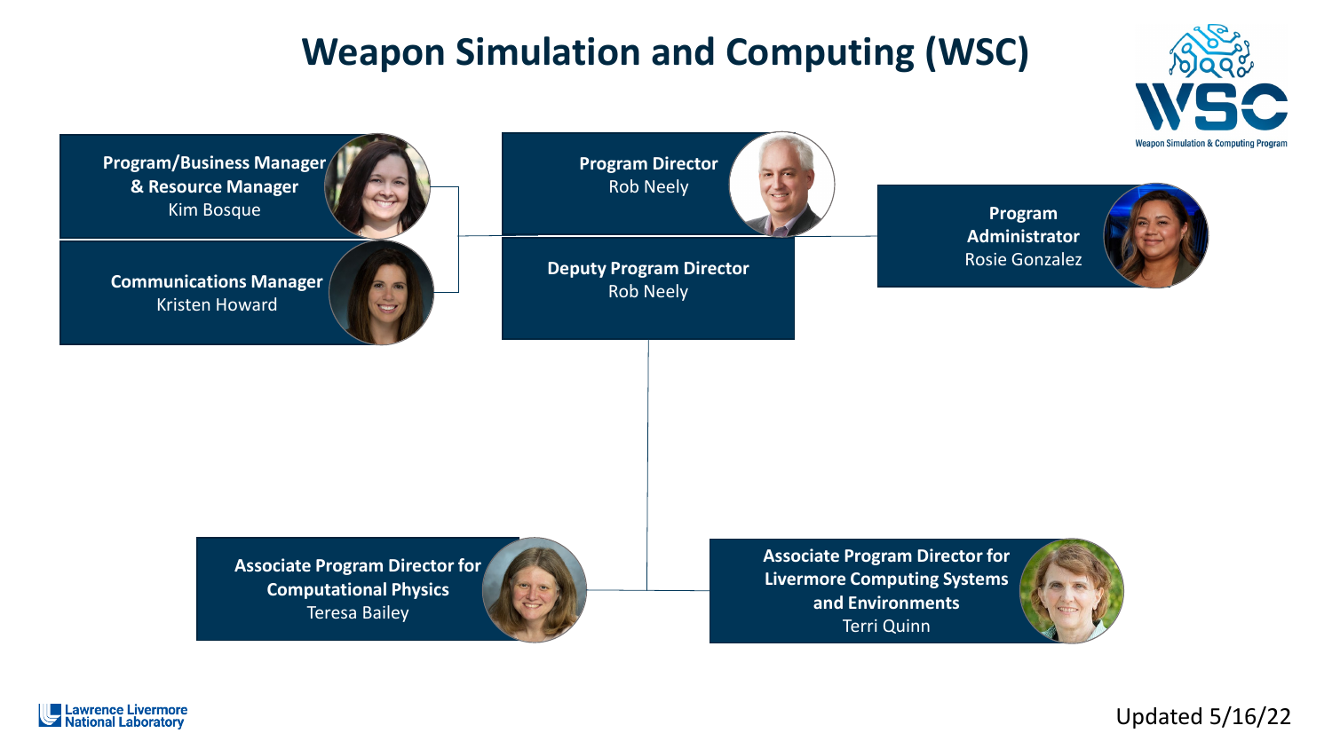# Weapon Simulation and Computing (WSC)

WSC
Weapon Simulation & Computing Program

**Program/Business Manager & Resource Manager**
Kim Bosque

**Communications Manager**
Kristen Howard

**Program Director**
Rob Neely

**Deputy Program Director**
Rob Neely

**Program Administrator**
Rosie Gonzalez

**Associate Program Director for Computational Physics**
Teresa Bailey

**Associate Program Director for Livermore Computing Systems and Environments**
Terri Quinn

Lawrence Livermore National Laboratory

Updated 5/16/22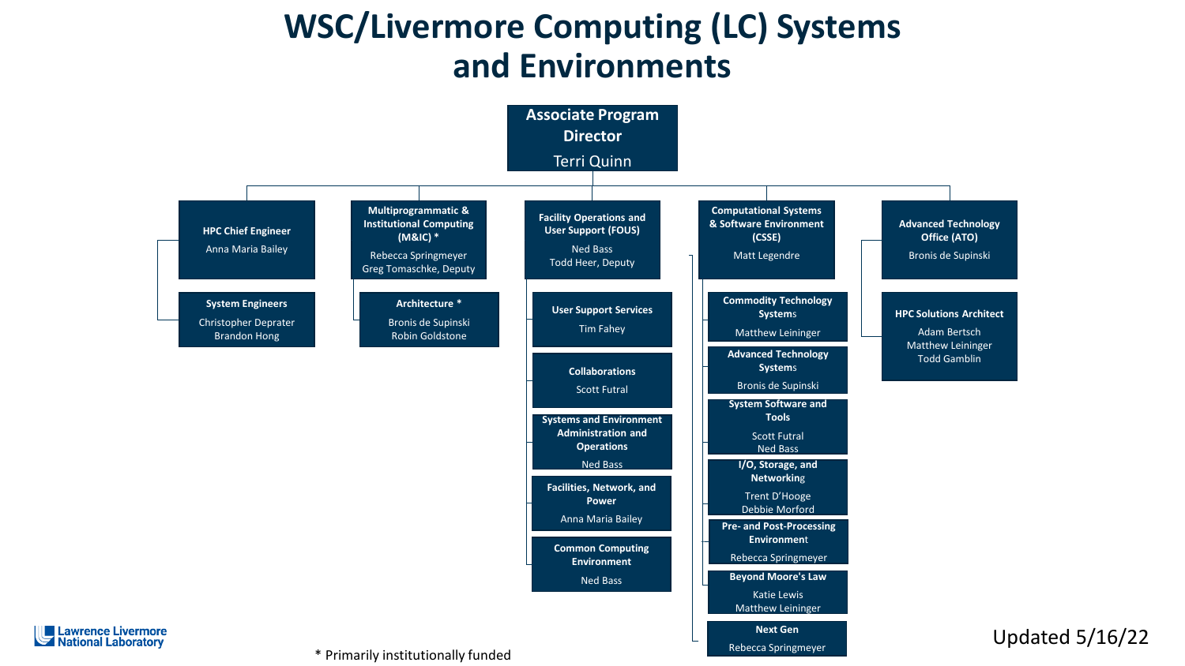# WSC/Livermore Computing (LC) Systems and Environments

**Associate Program Director**
Terri Quinn

- **HPC Chief Engineer** — Anna Maria Bailey
  - **System Engineers** — Christopher Deprater, Brandon Hong
- **Multiprogrammatic & Institutional Computing (M&IC) *** — Rebecca Springmeyer; Greg Tomaschke, Deputy
  - **Architecture *** — Bronis de Supinski, Robin Goldstone
- **Facility Operations and User Support (FOUS)** — Ned Bass; Todd Heer, Deputy
  - **User Support Services** — Tim Fahey
  - **Collaborations** — Scott Futral
  - **Systems and Environment Administration and Operations** — Ned Bass
  - **Facilities, Network, and Power** — Anna Maria Bailey
  - **Common Computing Environment** — Ned Bass
- **Computational Systems & Software Environment (CSSE)** — Matt Legendre
  - **Commodity Technology Systems** — Matthew Leininger
  - **Advanced Technology Systems** — Bronis de Supinski
  - **System Software and Tools** — Scott Futral, Ned Bass
  - **I/O, Storage, and Networking** — Trent D'Hooge, Debbie Morford
  - **Pre- and Post-Processing Environment** — Rebecca Springmeyer
  - **Beyond Moore's Law** — Katie Lewis, Matthew Leininger
  - **Next Gen** — Rebecca Springmeyer
- **Advanced Technology Office (ATO)** — Bronis de Supinski
  - **HPC Solutions Architect** — Adam Bertsch, Matthew Leininger, Todd Gamblin

\* Primarily institutionally funded

Updated 5/16/22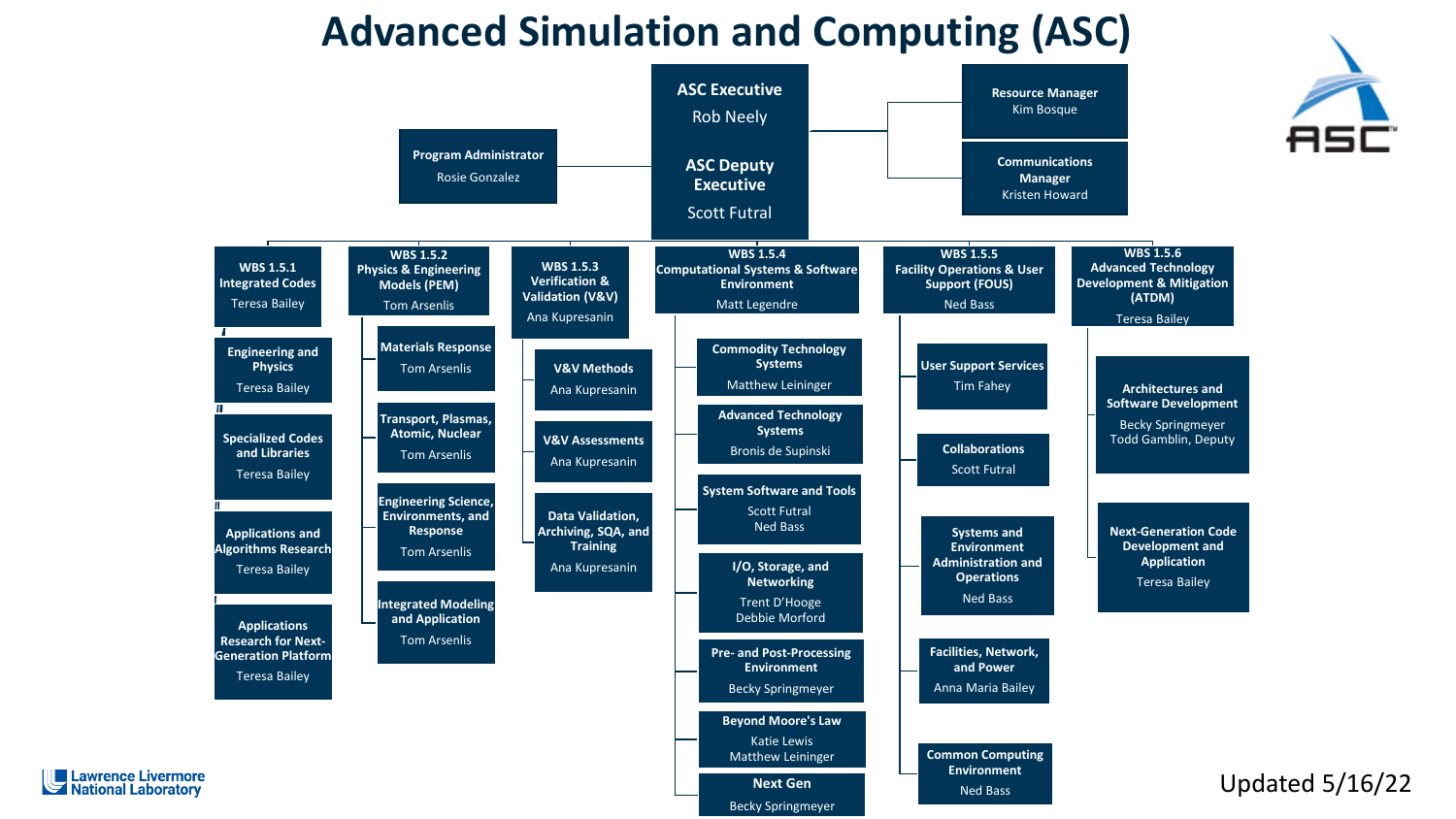# Advanced Simulation and Computing (ASC)

**ASC Executive**
Rob Neely

**ASC Deputy Executive**
Scott Futral

**Program Administrator**
Rosie Gonzalez

**Resource Manager**
Kim Bosque

**Communications Manager**
Kristen Howard

## WBS 1.5.1 Integrated Codes
Teresa Bailey

- **Engineering and Physics** — Teresa Bailey
- **Specialized Codes and Libraries** — Teresa Bailey
- **Applications and Algorithms Research** — Teresa Bailey
- **Applications Research for Next-Generation Platform** — Teresa Bailey

## WBS 1.5.2 Physics & Engineering Models (PEM)
Tom Arsenlis

- **Materials Response** — Tom Arsenlis
- **Transport, Plasmas, Atomic, Nuclear** — Tom Arsenlis
- **Engineering Science, Environments, and Response** — Tom Arsenlis
- **Integrated Modeling and Application** — Tom Arsenlis

## WBS 1.5.3 Verification & Validation (V&V)
Ana Kupresanin

- **V&V Methods** — Ana Kupresanin
- **V&V Assessments** — Ana Kupresanin
- **Data Validation, Archiving, SQA, and Training** — Ana Kupresanin

## WBS 1.5.4 Computational Systems & Software Environment
Matt Legendre

- **Commodity Technology Systems** — Matthew Leininger
- **Advanced Technology Systems** — Bronis de Supinski
- **System Software and Tools** — Scott Futral, Ned Bass
- **I/O, Storage, and Networking** — Trent D'Hooge, Debbie Morford
- **Pre- and Post-Processing Environment** — Becky Springmeyer
- **Beyond Moore's Law** — Katie Lewis, Matthew Leininger
- **Next Gen** — Becky Springmeyer

## WBS 1.5.5 Facility Operations & User Support (FOUS)
Ned Bass

- **User Support Services** — Tim Fahey
- **Collaborations** — Scott Futral
- **Systems and Environment Administration and Operations** — Ned Bass
- **Facilities, Network, and Power** — Anna Maria Bailey
- **Common Computing Environment** — Ned Bass

## WBS 1.5.6 Advanced Technology Development & Mitigation (ATDM)
Teresa Bailey

- **Architectures and Software Development** — Becky Springmeyer; Todd Gamblin, Deputy
- **Next-Generation Code Development and Application** — Teresa Bailey

Updated 5/16/22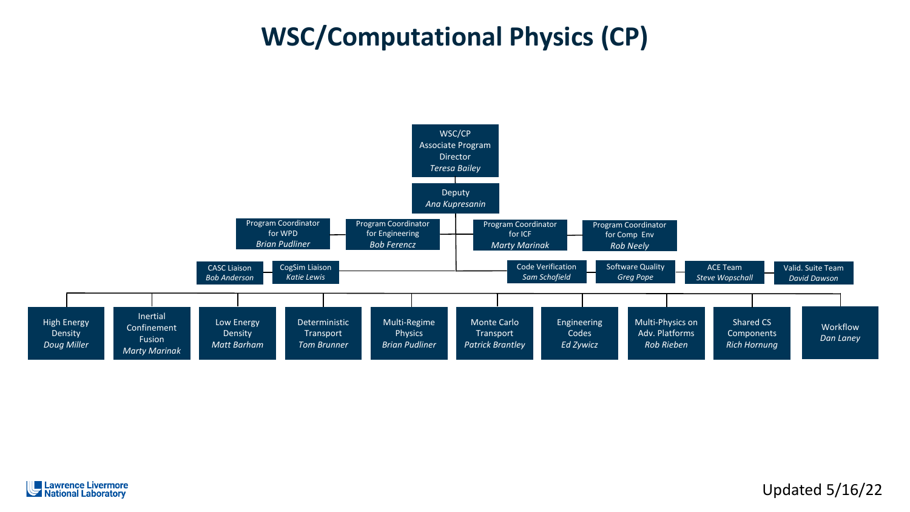# WSC/Computational Physics (CP)

- **WSC/CP Associate Program Director** — *Teresa Bailey*
  - **Deputy** — *Ana Kupresanin*

**Program Coordinators**

- Program Coordinator for WPD — *Brian Pudliner*
- Program Coordinator for Engineering — *Bob Ferencz*
- Program Coordinator for ICF — *Marty Marinak*
- Program Coordinator for Comp Env — *Rob Neely*

**Liaisons and Teams**

- CASC Liaison — *Bob Anderson*
- CogSim Liaison — *Katie Lewis*
- Code Verification — *Sam Schofield*
- Software Quality — *Greg Pope*
- ACE Team — *Steve Wopschall*
- Valid. Suite Team — *David Dawson*

**Groups**

- High Energy Density — *Doug Miller*
- Inertial Confinement Fusion — *Marty Marinak*
- Low Energy Density — *Matt Barham*
- Deterministic Transport — *Tom Brunner*
- Multi-Regime Physics — *Brian Pudliner*
- Monte Carlo Transport — *Patrick Brantley*
- Engineering Codes — *Ed Zywicz*
- Multi-Physics on Adv. Platforms — *Rob Rieben*
- Shared CS Components — *Rich Hornung*
- Workflow — *Dan Laney*

Updated 5/16/22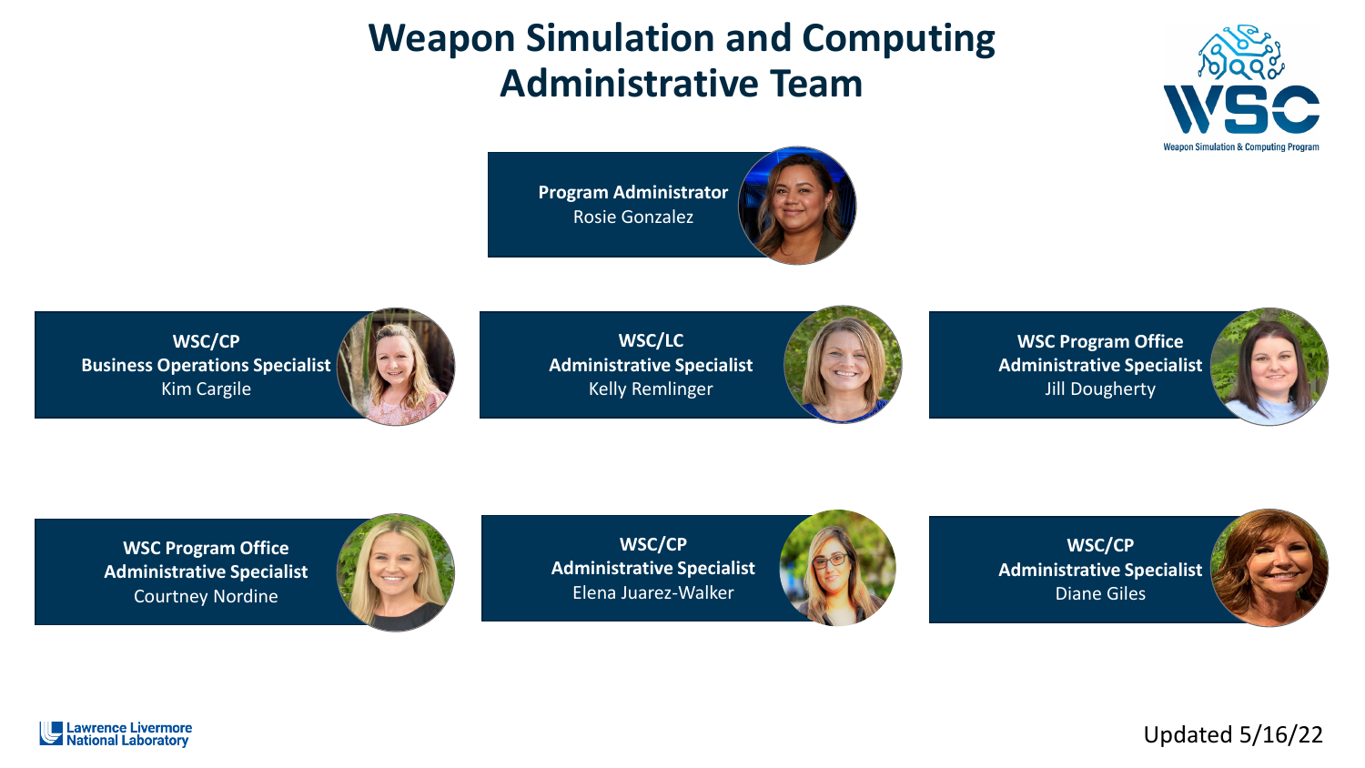# Weapon Simulation and Computing Administrative Team

WSC
Weapon Simulation & Computing Program

**Program Administrator**
Rosie Gonzalez

**WSC/CP**
**Business Operations Specialist**
Kim Cargile

**WSC/LC**
**Administrative Specialist**
Kelly Remlinger

**WSC Program Office**
**Administrative Specialist**
Jill Dougherty

**WSC Program Office**
**Administrative Specialist**
Courtney Nordine

**WSC/CP**
**Administrative Specialist**
Elena Juarez-Walker

**WSC/CP**
**Administrative Specialist**
Diane Giles

Lawrence Livermore National Laboratory

Updated 5/16/22